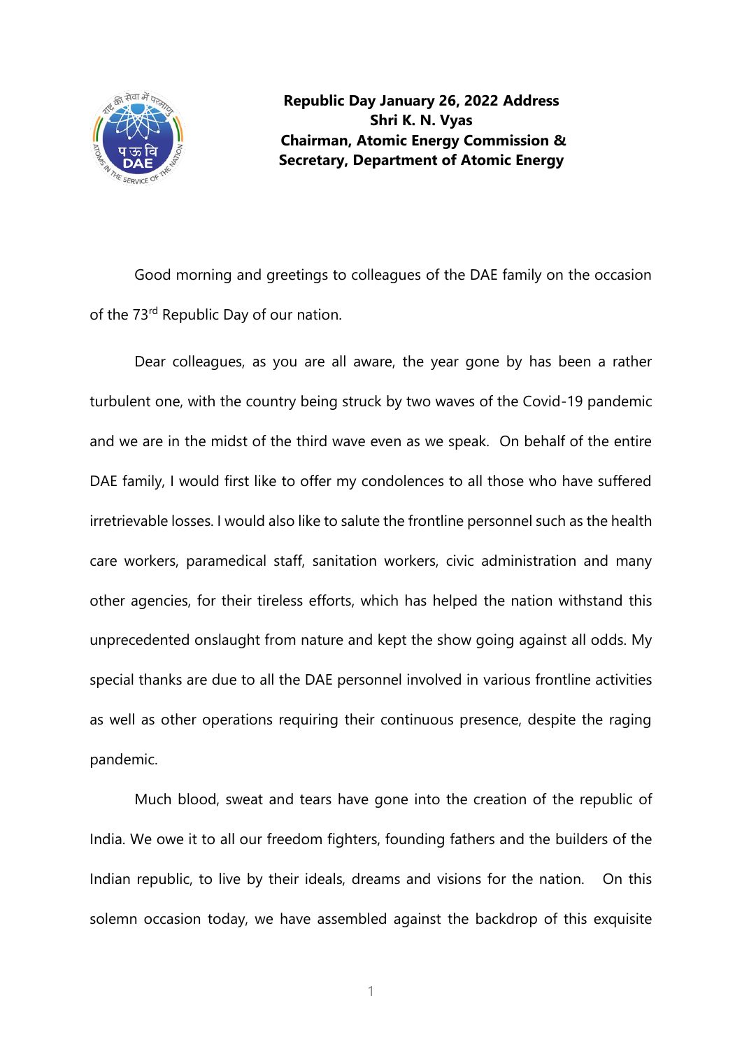**Republic Day January 26, 2022 Address**
**Shri K. N. Vyas**
**Chairman, Atomic Energy Commission &**
**Secretary, Department of Atomic Energy**

Good morning and greetings to colleagues of the DAE family on the occasion of the 73rd Republic Day of our nation.

Dear colleagues, as you are all aware, the year gone by has been a rather turbulent one, with the country being struck by two waves of the Covid-19 pandemic and we are in the midst of the third wave even as we speak. On behalf of the entire DAE family, I would first like to offer my condolences to all those who have suffered irretrievable losses. I would also like to salute the frontline personnel such as the health care workers, paramedical staff, sanitation workers, civic administration and many other agencies, for their tireless efforts, which has helped the nation withstand this unprecedented onslaught from nature and kept the show going against all odds. My special thanks are due to all the DAE personnel involved in various frontline activities as well as other operations requiring their continuous presence, despite the raging pandemic.

Much blood, sweat and tears have gone into the creation of the republic of India. We owe it to all our freedom fighters, founding fathers and the builders of the Indian republic, to live by their ideals, dreams and visions for the nation. On this solemn occasion today, we have assembled against the backdrop of this exquisite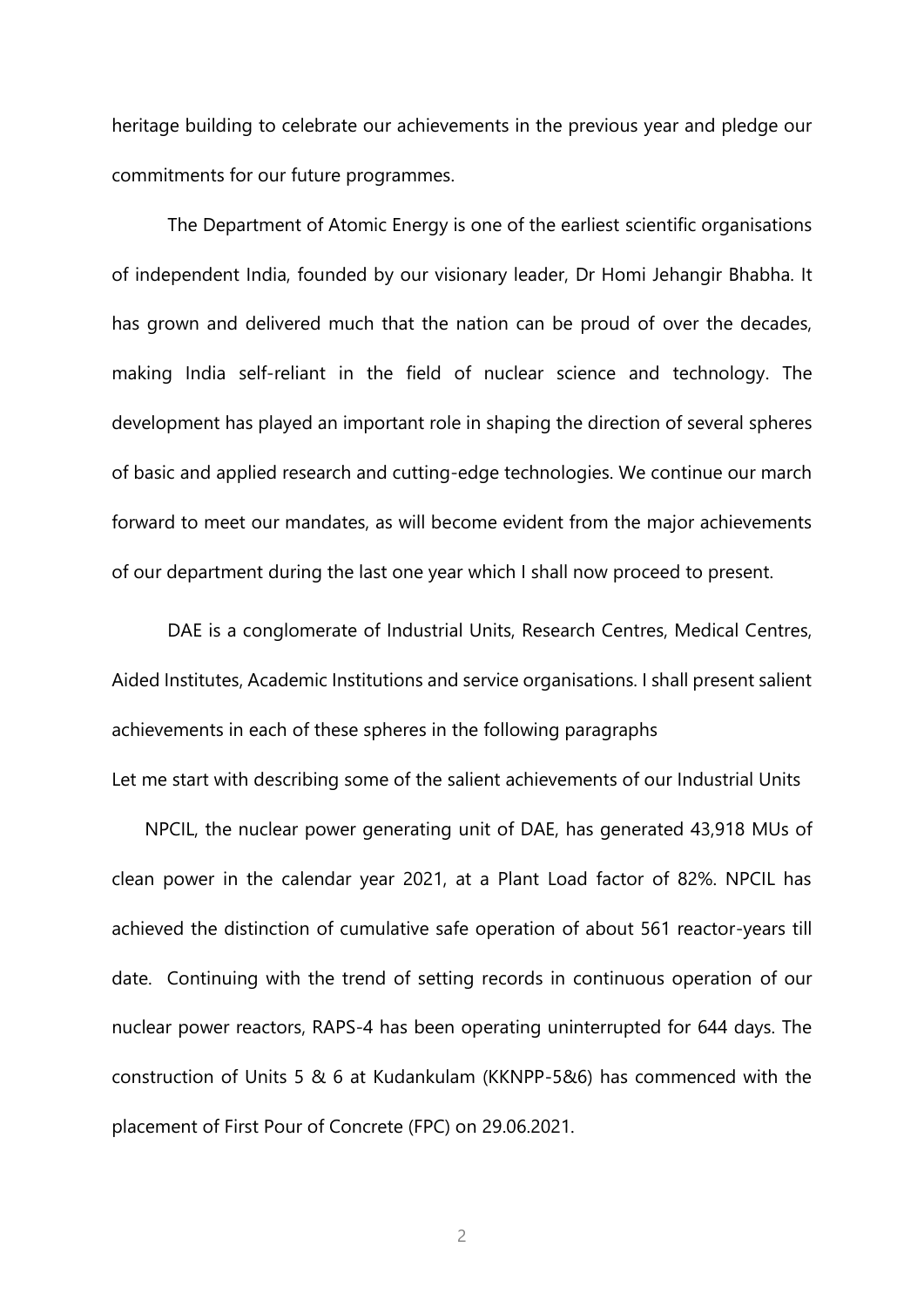heritage building to celebrate our achievements in the previous year and pledge our commitments for our future programmes.

The Department of Atomic Energy is one of the earliest scientific organisations of independent India, founded by our visionary leader, Dr Homi Jehangir Bhabha. It has grown and delivered much that the nation can be proud of over the decades, making India self-reliant in the field of nuclear science and technology. The development has played an important role in shaping the direction of several spheres of basic and applied research and cutting-edge technologies. We continue our march forward to meet our mandates, as will become evident from the major achievements of our department during the last one year which I shall now proceed to present.

DAE is a conglomerate of Industrial Units, Research Centres, Medical Centres, Aided Institutes, Academic Institutions and service organisations. I shall present salient achievements in each of these spheres in the following paragraphs

Let me start with describing some of the salient achievements of our Industrial Units

NPCIL, the nuclear power generating unit of DAE, has generated 43,918 MUs of clean power in the calendar year 2021, at a Plant Load factor of 82%. NPCIL has achieved the distinction of cumulative safe operation of about 561 reactor-years till date. Continuing with the trend of setting records in continuous operation of our nuclear power reactors, RAPS-4 has been operating uninterrupted for 644 days. The construction of Units 5 & 6 at Kudankulam (KKNPP-5&6) has commenced with the placement of First Pour of Concrete (FPC) on 29.06.2021.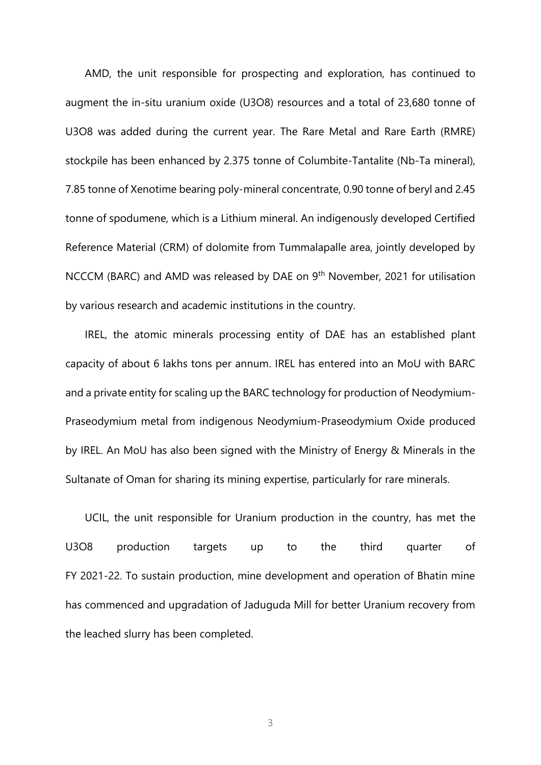AMD, the unit responsible for prospecting and exploration, has continued to augment the in-situ uranium oxide ($U_3O_8$) resources and a total of 23,680 tonne of $U_3O_8$ was added during the current year. The Rare Metal and Rare Earth (RMRE) stockpile has been enhanced by 2.375 tonne of Columbite-Tantalite (Nb-Ta mineral), 7.85 tonne of Xenotime bearing poly-mineral concentrate, 0.90 tonne of beryl and 2.45 tonne of spodumene, which is a Lithium mineral. An indigenously developed Certified Reference Material (CRM) of dolomite from Tummalapalle area, jointly developed by NCCCM (BARC) and AMD was released by DAE on 9th November, 2021 for utilisation by various research and academic institutions in the country.

IREL, the atomic minerals processing entity of DAE has an established plant capacity of about 6 lakhs tons per annum. IREL has entered into an MoU with BARC and a private entity for scaling up the BARC technology for production of Neodymium-Praseodymium metal from indigenous Neodymium-Praseodymium Oxide produced by IREL. An MoU has also been signed with the Ministry of Energy & Minerals in the Sultanate of Oman for sharing its mining expertise, particularly for rare minerals.

UCIL, the unit responsible for Uranium production in the country, has met the $U_3O_8$ production targets up to the third quarter of FY 2021-22. To sustain production, mine development and operation of Bhatin mine has commenced and upgradation of Jaduguda Mill for better Uranium recovery from the leached slurry has been completed.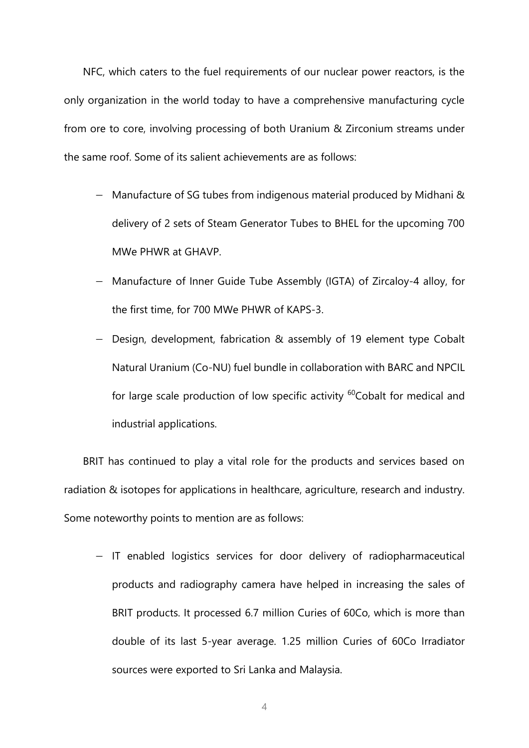NFC, which caters to the fuel requirements of our nuclear power reactors, is the only organization in the world today to have a comprehensive manufacturing cycle from ore to core, involving processing of both Uranium & Zirconium streams under the same roof. Some of its salient achievements are as follows:

- Manufacture of SG tubes from indigenous material produced by Midhani & delivery of 2 sets of Steam Generator Tubes to BHEL for the upcoming 700 MWe PHWR at GHAVP.
- Manufacture of Inner Guide Tube Assembly (IGTA) of Zircaloy-4 alloy, for the first time, for 700 MWe PHWR of KAPS-3.
- Design, development, fabrication & assembly of 19 element type Cobalt Natural Uranium (Co-NU) fuel bundle in collaboration with BARC and NPCIL for large scale production of low specific activity $^{60}$Cobalt for medical and industrial applications.

BRIT has continued to play a vital role for the products and services based on radiation & isotopes for applications in healthcare, agriculture, research and industry. Some noteworthy points to mention are as follows:

- IT enabled logistics services for door delivery of radiopharmaceutical products and radiography camera have helped in increasing the sales of BRIT products. It processed 6.7 million Curies of 60Co, which is more than double of its last 5-year average. 1.25 million Curies of 60Co Irradiator sources were exported to Sri Lanka and Malaysia.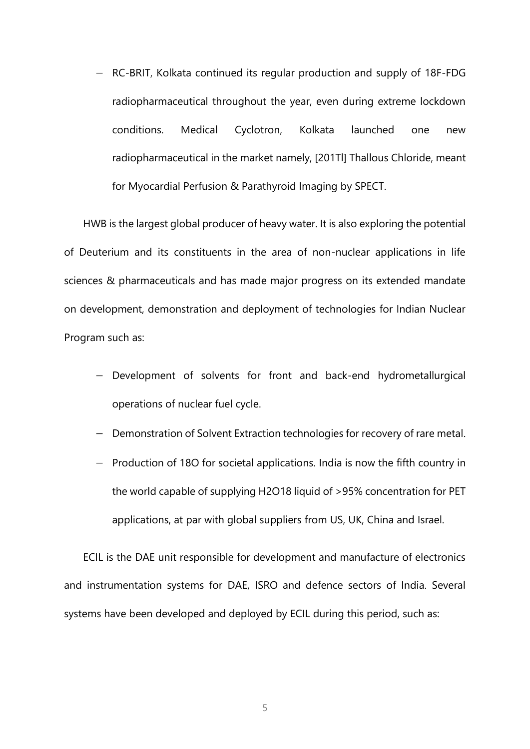- RC-BRIT, Kolkata continued its regular production and supply of 18F-FDG radiopharmaceutical throughout the year, even during extreme lockdown conditions. Medical Cyclotron, Kolkata launched one new radiopharmaceutical in the market namely, [201Tl] Thallous Chloride, meant for Myocardial Perfusion & Parathyroid Imaging by SPECT.

HWB is the largest global producer of heavy water. It is also exploring the potential of Deuterium and its constituents in the area of non-nuclear applications in life sciences & pharmaceuticals and has made major progress on its extended mandate on development, demonstration and deployment of technologies for Indian Nuclear Program such as:

- Development of solvents for front and back-end hydrometallurgical operations of nuclear fuel cycle.
- Demonstration of Solvent Extraction technologies for recovery of rare metal.
- Production of 18O for societal applications. India is now the fifth country in the world capable of supplying H2O18 liquid of >95% concentration for PET applications, at par with global suppliers from US, UK, China and Israel.

ECIL is the DAE unit responsible for development and manufacture of electronics and instrumentation systems for DAE, ISRO and defence sectors of India. Several systems have been developed and deployed by ECIL during this period, such as: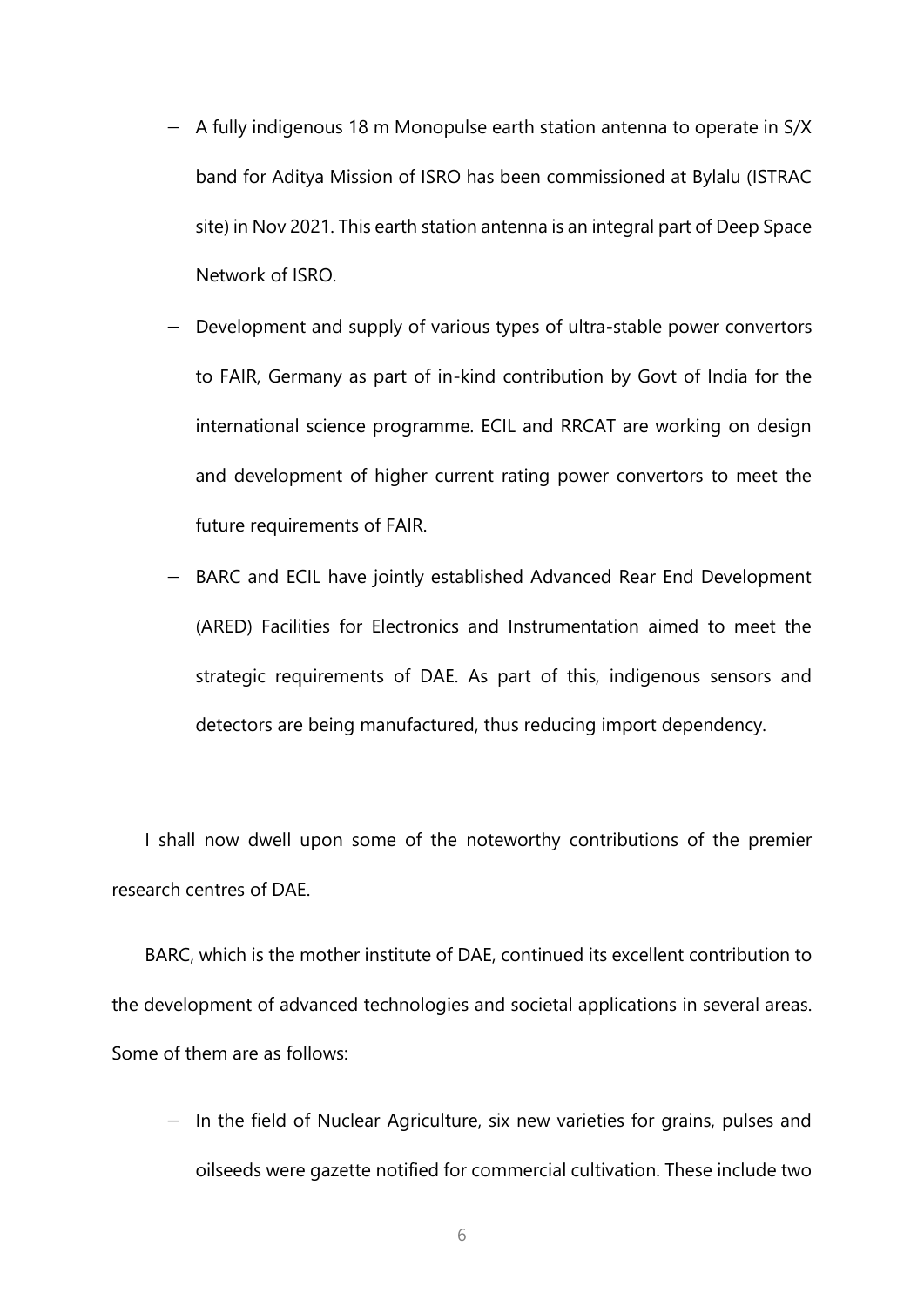- A fully indigenous 18 m Monopulse earth station antenna to operate in S/X band for Aditya Mission of ISRO has been commissioned at Bylalu (ISTRAC site) in Nov 2021. This earth station antenna is an integral part of Deep Space Network of ISRO.
- Development and supply of various types of ultra-stable power convertors to FAIR, Germany as part of in-kind contribution by Govt of India for the international science programme. ECIL and RRCAT are working on design and development of higher current rating power convertors to meet the future requirements of FAIR.
- BARC and ECIL have jointly established Advanced Rear End Development (ARED) Facilities for Electronics and Instrumentation aimed to meet the strategic requirements of DAE. As part of this, indigenous sensors and detectors are being manufactured, thus reducing import dependency.

I shall now dwell upon some of the noteworthy contributions of the premier research centres of DAE.

BARC, which is the mother institute of DAE, continued its excellent contribution to the development of advanced technologies and societal applications in several areas. Some of them are as follows:

- In the field of Nuclear Agriculture, six new varieties for grains, pulses and oilseeds were gazette notified for commercial cultivation. These include two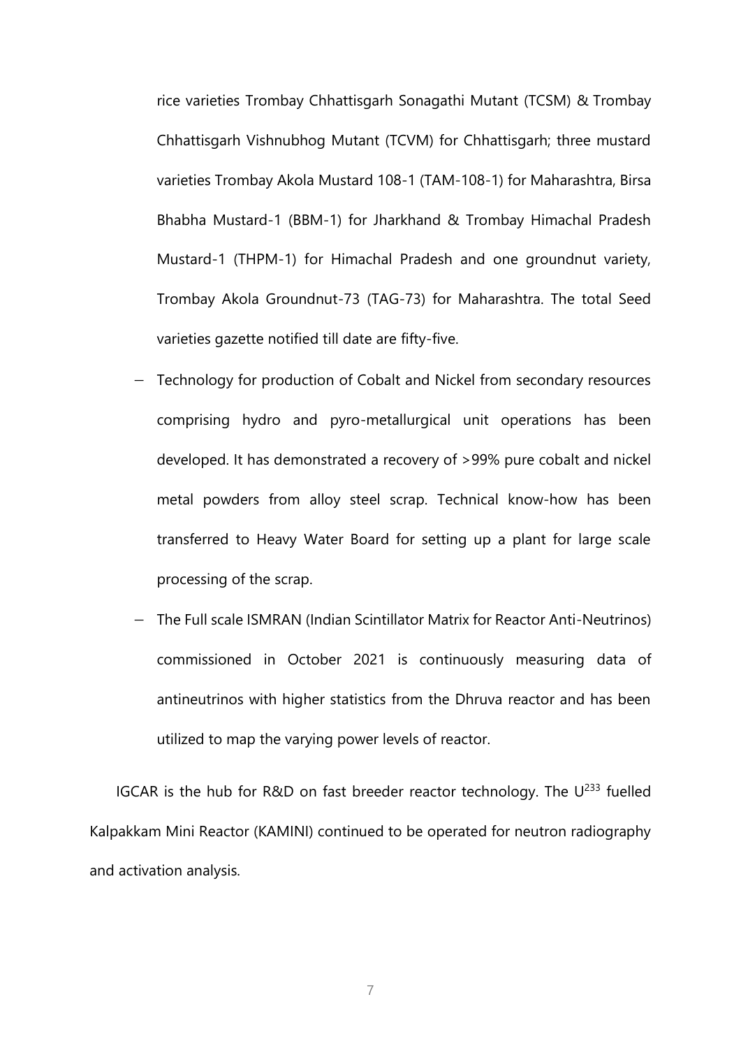rice varieties Trombay Chhattisgarh Sonagathi Mutant (TCSM) & Trombay Chhattisgarh Vishnubhog Mutant (TCVM) for Chhattisgarh; three mustard varieties Trombay Akola Mustard 108-1 (TAM-108-1) for Maharashtra, Birsa Bhabha Mustard-1 (BBM-1) for Jharkhand & Trombay Himachal Pradesh Mustard-1 (THPM-1) for Himachal Pradesh and one groundnut variety, Trombay Akola Groundnut-73 (TAG-73) for Maharashtra. The total Seed varieties gazette notified till date are fifty-five.

- Technology for production of Cobalt and Nickel from secondary resources comprising hydro and pyro-metallurgical unit operations has been developed. It has demonstrated a recovery of >99% pure cobalt and nickel metal powders from alloy steel scrap. Technical know-how has been transferred to Heavy Water Board for setting up a plant for large scale processing of the scrap.
- The Full scale ISMRAN (Indian Scintillator Matrix for Reactor Anti-Neutrinos) commissioned in October 2021 is continuously measuring data of antineutrinos with higher statistics from the Dhruva reactor and has been utilized to map the varying power levels of reactor.

IGCAR is the hub for R&D on fast breeder reactor technology. The $U^{233}$ fuelled Kalpakkam Mini Reactor (KAMINI) continued to be operated for neutron radiography and activation analysis.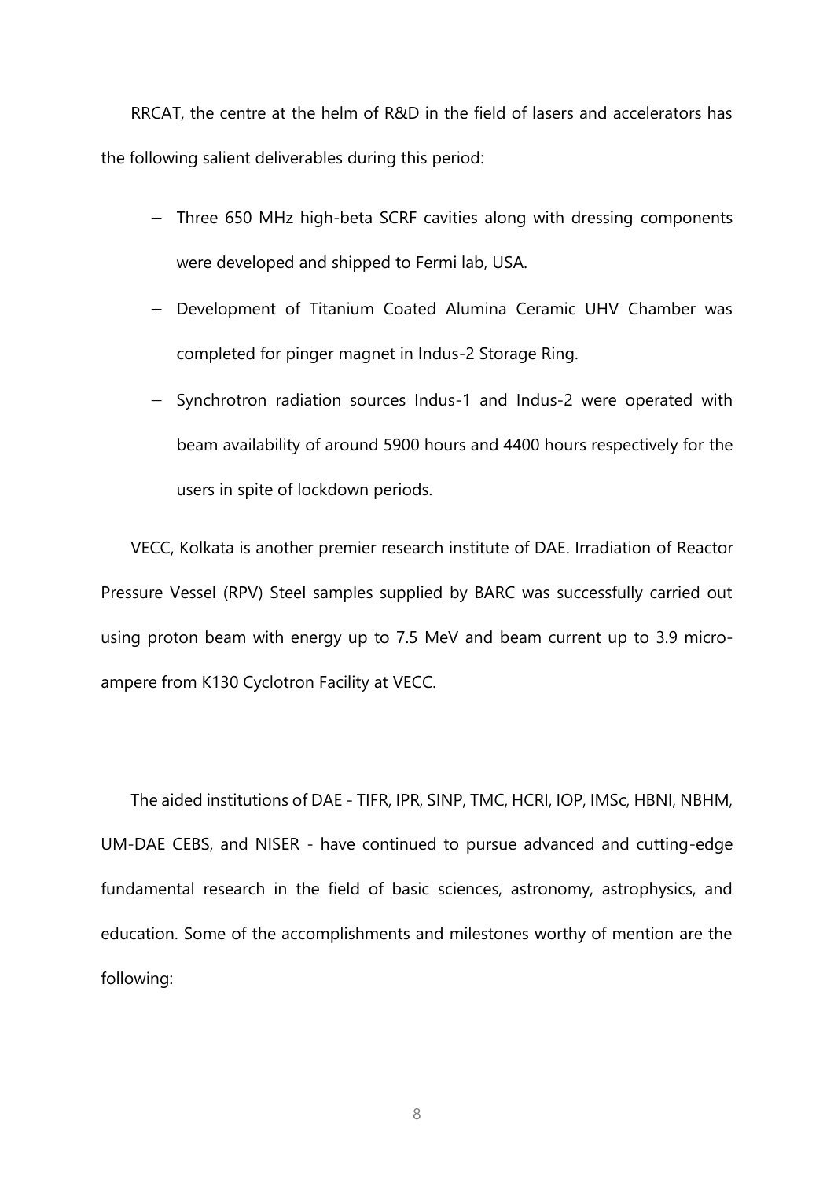RRCAT, the centre at the helm of R&D in the field of lasers and accelerators has the following salient deliverables during this period:

- Three 650 MHz high-beta SCRF cavities along with dressing components were developed and shipped to Fermi lab, USA.
- Development of Titanium Coated Alumina Ceramic UHV Chamber was completed for pinger magnet in Indus-2 Storage Ring.
- Synchrotron radiation sources Indus-1 and Indus-2 were operated with beam availability of around 5900 hours and 4400 hours respectively for the users in spite of lockdown periods.

VECC, Kolkata is another premier research institute of DAE. Irradiation of Reactor Pressure Vessel (RPV) Steel samples supplied by BARC was successfully carried out using proton beam with energy up to 7.5 MeV and beam current up to 3.9 micro-ampere from K130 Cyclotron Facility at VECC.

The aided institutions of DAE - TIFR, IPR, SINP, TMC, HCRI, IOP, IMSc, HBNI, NBHM, UM-DAE CEBS, and NISER - have continued to pursue advanced and cutting-edge fundamental research in the field of basic sciences, astronomy, astrophysics, and education. Some of the accomplishments and milestones worthy of mention are the following: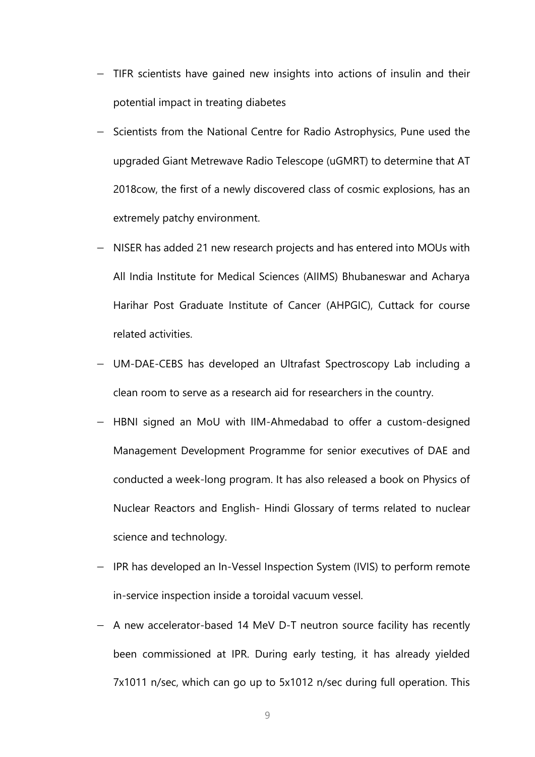- TIFR scientists have gained new insights into actions of insulin and their potential impact in treating diabetes
- Scientists from the National Centre for Radio Astrophysics, Pune used the upgraded Giant Metrewave Radio Telescope (uGMRT) to determine that AT 2018cow, the first of a newly discovered class of cosmic explosions, has an extremely patchy environment.
- NISER has added 21 new research projects and has entered into MOUs with All India Institute for Medical Sciences (AIIMS) Bhubaneswar and Acharya Harihar Post Graduate Institute of Cancer (AHPGIC), Cuttack for course related activities.
- UM-DAE-CEBS has developed an Ultrafast Spectroscopy Lab including a clean room to serve as a research aid for researchers in the country.
- HBNI signed an MoU with IIM-Ahmedabad to offer a custom-designed Management Development Programme for senior executives of DAE and conducted a week-long program. It has also released a book on Physics of Nuclear Reactors and English- Hindi Glossary of terms related to nuclear science and technology.
- IPR has developed an In-Vessel Inspection System (IVIS) to perform remote in-service inspection inside a toroidal vacuum vessel.
- A new accelerator-based 14 MeV D-T neutron source facility has recently been commissioned at IPR. During early testing, it has already yielded $7 \times 10^{11}$ n/sec, which can go up to $5 \times 10^{12}$ n/sec during full operation. This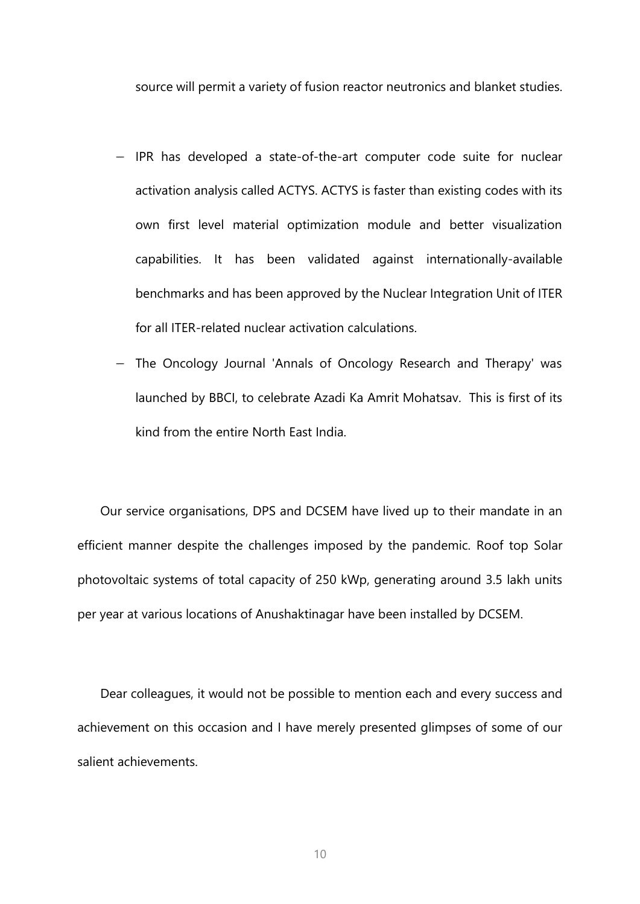source will permit a variety of fusion reactor neutronics and blanket studies.

- IPR has developed a state-of-the-art computer code suite for nuclear activation analysis called ACTYS. ACTYS is faster than existing codes with its own first level material optimization module and better visualization capabilities. It has been validated against internationally-available benchmarks and has been approved by the Nuclear Integration Unit of ITER for all ITER-related nuclear activation calculations.
- The Oncology Journal 'Annals of Oncology Research and Therapy' was launched by BBCI, to celebrate Azadi Ka Amrit Mohatsav. This is first of its kind from the entire North East India.

Our service organisations, DPS and DCSEM have lived up to their mandate in an efficient manner despite the challenges imposed by the pandemic. Roof top Solar photovoltaic systems of total capacity of 250 kWp, generating around 3.5 lakh units per year at various locations of Anushaktinagar have been installed by DCSEM.

Dear colleagues, it would not be possible to mention each and every success and achievement on this occasion and I have merely presented glimpses of some of our salient achievements.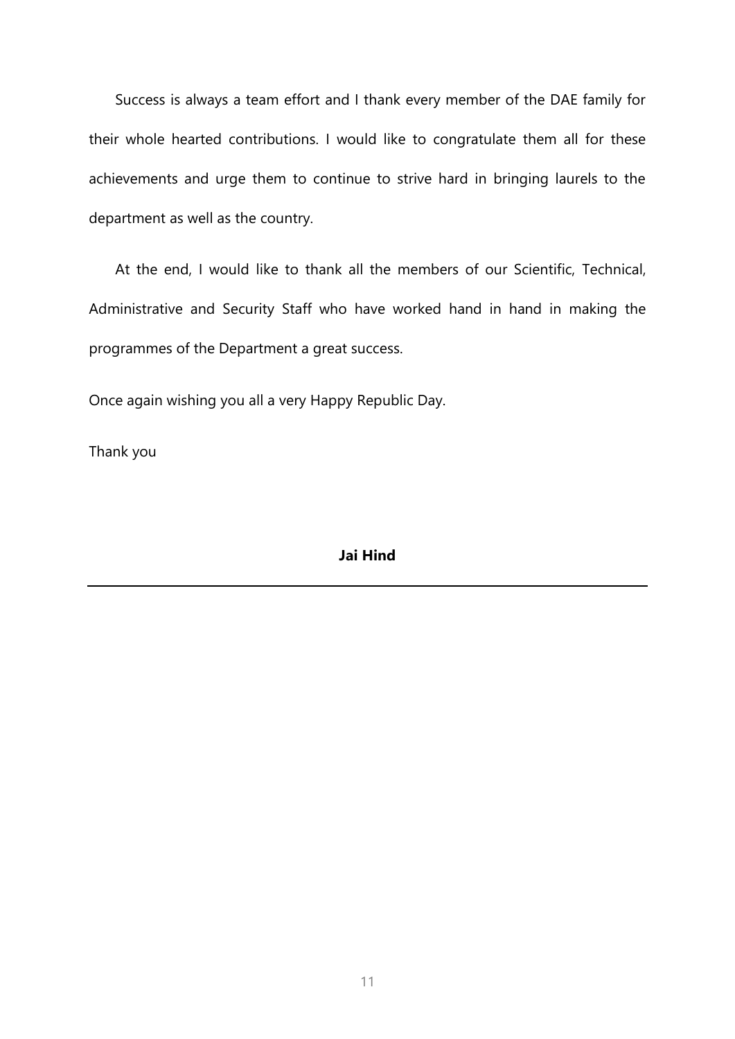Success is always a team effort and I thank every member of the DAE family for their whole hearted contributions. I would like to congratulate them all for these achievements and urge them to continue to strive hard in bringing laurels to the department as well as the country.

At the end, I would like to thank all the members of our Scientific, Technical, Administrative and Security Staff who have worked hand in hand in making the programmes of the Department a great success.

Once again wishing you all a very Happy Republic Day.

Thank you

**Jai Hind**

---